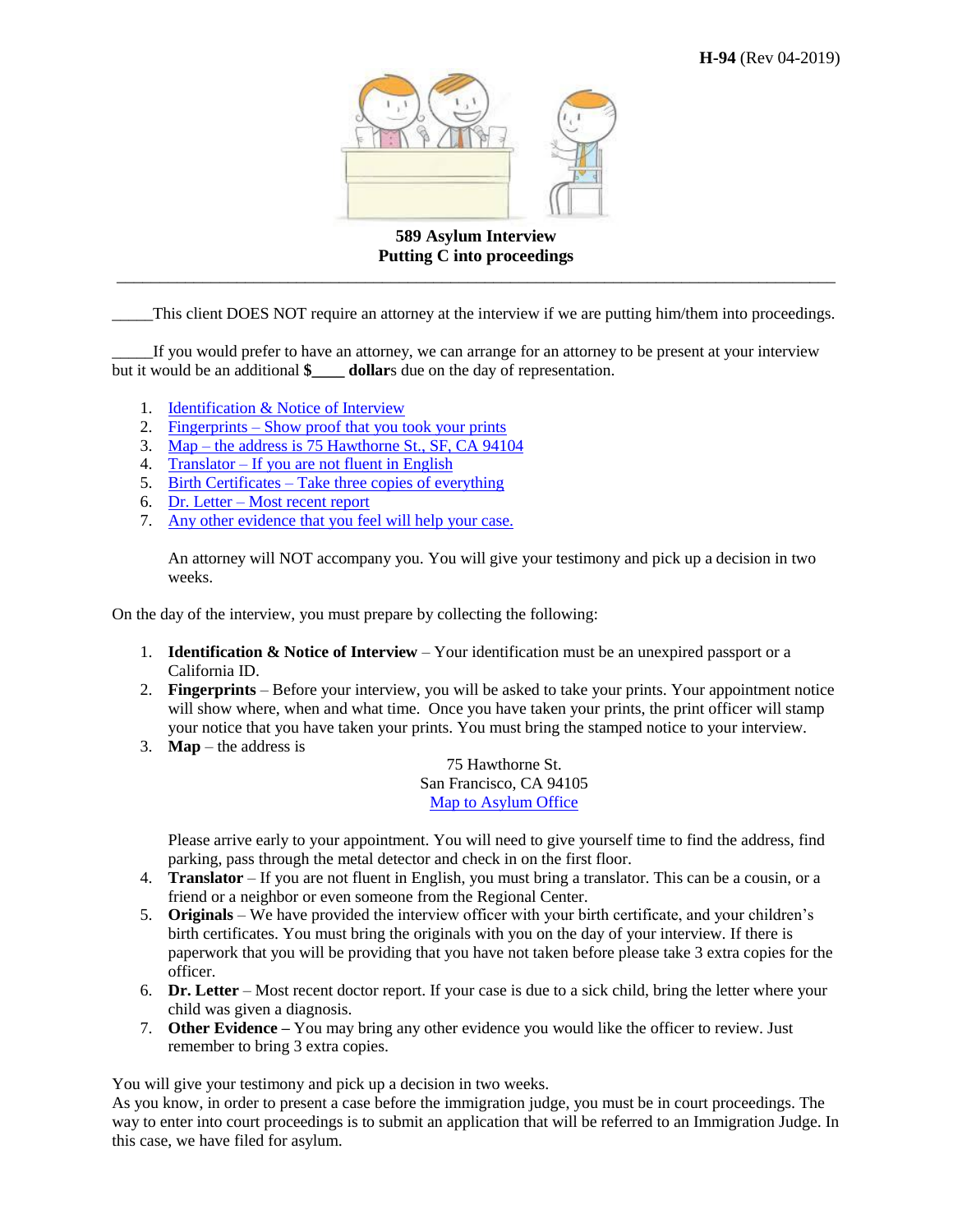H-94 (Rev 04-2019)

**589 Asylum Interview**
**Putting C into proceedings**

---

_____This client DOES NOT require an attorney at the interview if we are putting him/them into proceedings.

_____If you would prefer to have an attorney, we can arrange for an attorney to be present at your interview but it would be an additional **$____ dollar**s due on the day of representation.

1. Identification & Notice of Interview
2. Fingerprints – Show proof that you took your prints
3. Map – the address is 75 Hawthorne St., SF, CA 94104
4. Translator – If you are not fluent in English
5. Birth Certificates – Take three copies of everything
6. Dr. Letter – Most recent report
7. Any other evidence that you feel will help your case.

An attorney will NOT accompany you. You will give your testimony and pick up a decision in two weeks.

On the day of the interview, you must prepare by collecting the following:

1. **Identification & Notice of Interview** – Your identification must be an unexpired passport or a California ID.
2. **Fingerprints** – Before your interview, you will be asked to take your prints. Your appointment notice will show where, when and what time. Once you have taken your prints, the print officer will stamp your notice that you have taken your prints. You must bring the stamped notice to your interview.
3. **Map** – the address is

   75 Hawthorne St.
   San Francisco, CA 94105
   Map to Asylum Office

   Please arrive early to your appointment. You will need to give yourself time to find the address, find parking, pass through the metal detector and check in on the first floor.
4. **Translator** – If you are not fluent in English, you must bring a translator. This can be a cousin, or a friend or a neighbor or even someone from the Regional Center.
5. **Originals** – We have provided the interview officer with your birth certificate, and your children's birth certificates. You must bring the originals with you on the day of your interview. If there is paperwork that you will be providing that you have not taken before please take 3 extra copies for the officer.
6. **Dr. Letter** – Most recent doctor report. If your case is due to a sick child, bring the letter where your child was given a diagnosis.
7. **Other Evidence –** You may bring any other evidence you would like the officer to review. Just remember to bring 3 extra copies.

You will give your testimony and pick up a decision in two weeks.
As you know, in order to present a case before the immigration judge, you must be in court proceedings. The way to enter into court proceedings is to submit an application that will be referred to an Immigration Judge. In this case, we have filed for asylum.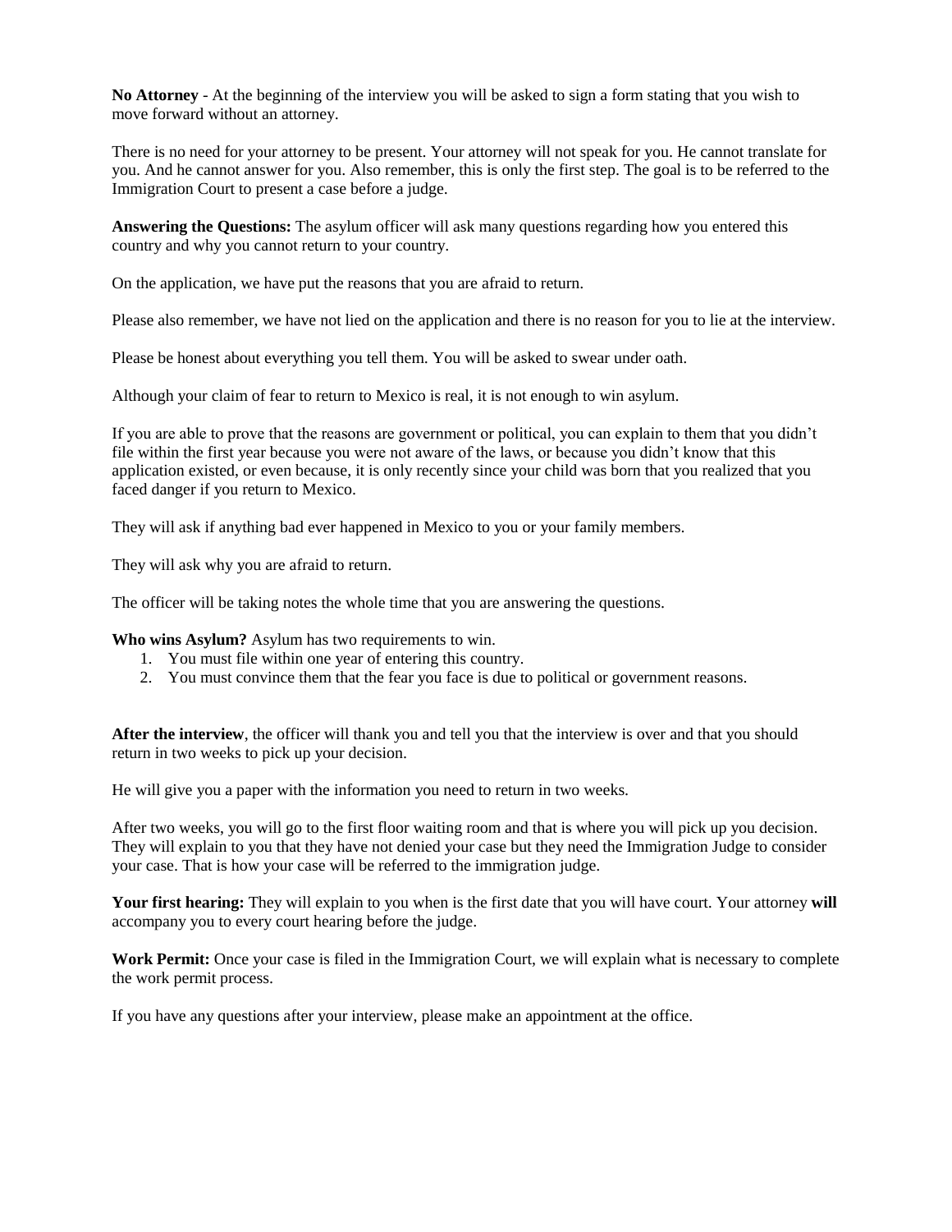**No Attorney** - At the beginning of the interview you will be asked to sign a form stating that you wish to move forward without an attorney.

There is no need for your attorney to be present. Your attorney will not speak for you. He cannot translate for you. And he cannot answer for you. Also remember, this is only the first step. The goal is to be referred to the Immigration Court to present a case before a judge.

**Answering the Questions:** The asylum officer will ask many questions regarding how you entered this country and why you cannot return to your country.

On the application, we have put the reasons that you are afraid to return.

Please also remember, we have not lied on the application and there is no reason for you to lie at the interview.

Please be honest about everything you tell them. You will be asked to swear under oath.

Although your claim of fear to return to Mexico is real, it is not enough to win asylum.

If you are able to prove that the reasons are government or political, you can explain to them that you didn't file within the first year because you were not aware of the laws, or because you didn't know that this application existed, or even because, it is only recently since your child was born that you realized that you faced danger if you return to Mexico.

They will ask if anything bad ever happened in Mexico to you or your family members.

They will ask why you are afraid to return.

The officer will be taking notes the whole time that you are answering the questions.

**Who wins Asylum?** Asylum has two requirements to win.

1. You must file within one year of entering this country.
2. You must convince them that the fear you face is due to political or government reasons.

**After the interview**, the officer will thank you and tell you that the interview is over and that you should return in two weeks to pick up your decision.

He will give you a paper with the information you need to return in two weeks.

After two weeks, you will go to the first floor waiting room and that is where you will pick up you decision. They will explain to you that they have not denied your case but they need the Immigration Judge to consider your case. That is how your case will be referred to the immigration judge.

**Your first hearing:** They will explain to you when is the first date that you will have court. Your attorney **will** accompany you to every court hearing before the judge.

**Work Permit:** Once your case is filed in the Immigration Court, we will explain what is necessary to complete the work permit process.

If you have any questions after your interview, please make an appointment at the office.